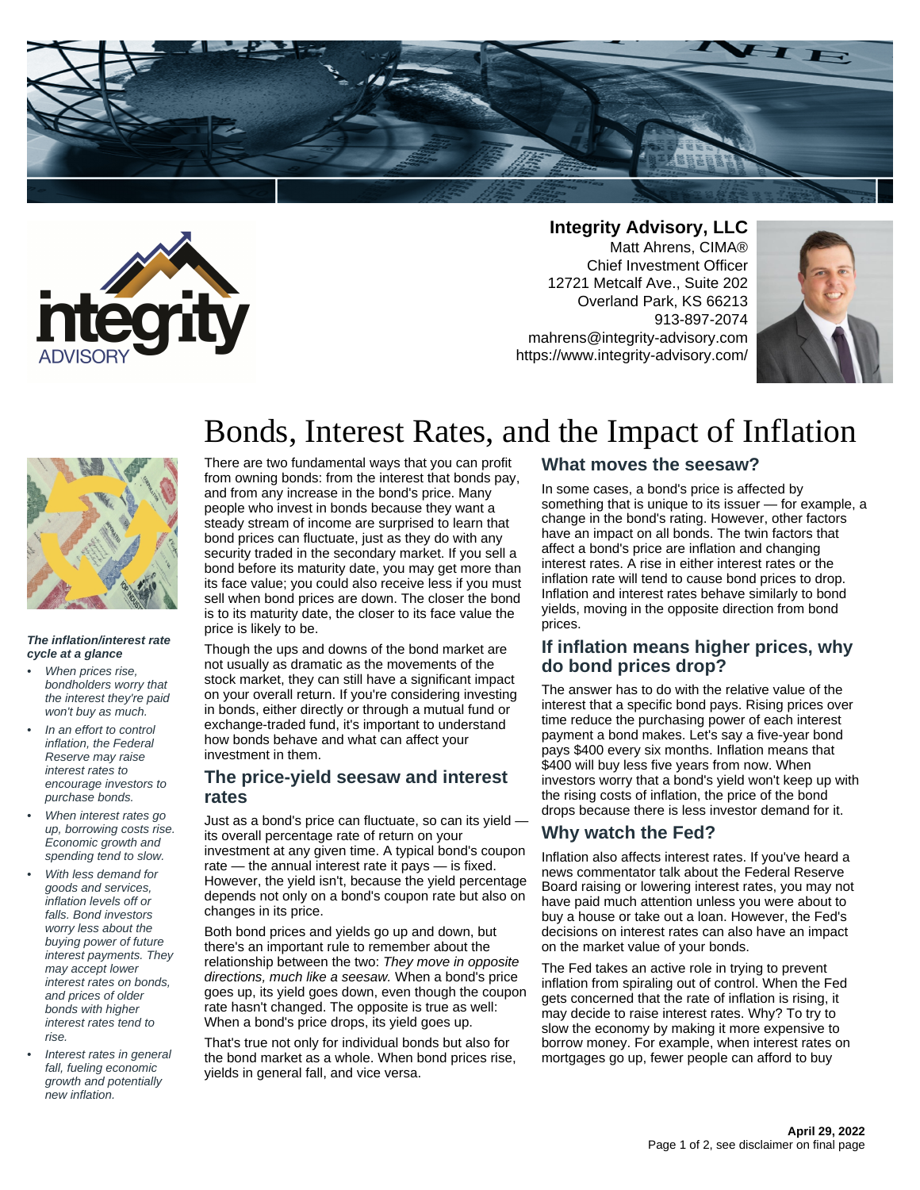**Integrity Advisory, LLC**
Matt Ahrens, CIMA®
Chief Investment Officer
12721 Metcalf Ave., Suite 202
Overland Park, KS 66213
913-897-2074
mahrens@integrity-advisory.com
https://www.integrity-advisory.com/

# Bonds, Interest Rates, and the Impact of Inflation

***The inflation/interest rate cycle at a glance***

- *When prices rise, bondholders worry that the interest they're paid won't buy as much.*
- *In an effort to control inflation, the Federal Reserve may raise interest rates to encourage investors to purchase bonds.*
- *When interest rates go up, borrowing costs rise. Economic growth and spending tend to slow.*
- *With less demand for goods and services, inflation levels off or falls. Bond investors worry less about the buying power of future interest payments. They may accept lower interest rates on bonds, and prices of older bonds with higher interest rates tend to rise.*
- *Interest rates in general fall, fueling economic growth and potentially new inflation.*

There are two fundamental ways that you can profit from owning bonds: from the interest that bonds pay, and from any increase in the bond's price. Many people who invest in bonds because they want a steady stream of income are surprised to learn that bond prices can fluctuate, just as they do with any security traded in the secondary market. If you sell a bond before its maturity date, you may get more than its face value; you could also receive less if you must sell when bond prices are down. The closer the bond is to its maturity date, the closer to its face value the price is likely to be.

Though the ups and downs of the bond market are not usually as dramatic as the movements of the stock market, they can still have a significant impact on your overall return. If you're considering investing in bonds, either directly or through a mutual fund or exchange-traded fund, it's important to understand how bonds behave and what can affect your investment in them.

## The price-yield seesaw and interest rates

Just as a bond's price can fluctuate, so can its yield — its overall percentage rate of return on your investment at any given time. A typical bond's coupon rate — the annual interest rate it pays — is fixed. However, the yield isn't, because the yield percentage depends not only on a bond's coupon rate but also on changes in its price.

Both bond prices and yields go up and down, but there's an important rule to remember about the relationship between the two: *They move in opposite directions, much like a seesaw.* When a bond's price goes up, its yield goes down, even though the coupon rate hasn't changed. The opposite is true as well: When a bond's price drops, its yield goes up.

That's true not only for individual bonds but also for the bond market as a whole. When bond prices rise, yields in general fall, and vice versa.

## What moves the seesaw?

In some cases, a bond's price is affected by something that is unique to its issuer — for example, a change in the bond's rating. However, other factors have an impact on all bonds. The twin factors that affect a bond's price are inflation and changing interest rates. A rise in either interest rates or the inflation rate will tend to cause bond prices to drop. Inflation and interest rates behave similarly to bond yields, moving in the opposite direction from bond prices.

## If inflation means higher prices, why do bond prices drop?

The answer has to do with the relative value of the interest that a specific bond pays. Rising prices over time reduce the purchasing power of each interest payment a bond makes. Let's say a five-year bond pays $400 every six months. Inflation means that $400 will buy less five years from now. When investors worry that a bond's yield won't keep up with the rising costs of inflation, the price of the bond drops because there is less investor demand for it.

## Why watch the Fed?

Inflation also affects interest rates. If you've heard a news commentator talk about the Federal Reserve Board raising or lowering interest rates, you may not have paid much attention unless you were about to buy a house or take out a loan. However, the Fed's decisions on interest rates can also have an impact on the market value of your bonds.

The Fed takes an active role in trying to prevent inflation from spiraling out of control. When the Fed gets concerned that the rate of inflation is rising, it may decide to raise interest rates. Why? To try to slow the economy by making it more expensive to borrow money. For example, when interest rates on mortgages go up, fewer people can afford to buy

**April 29, 2022**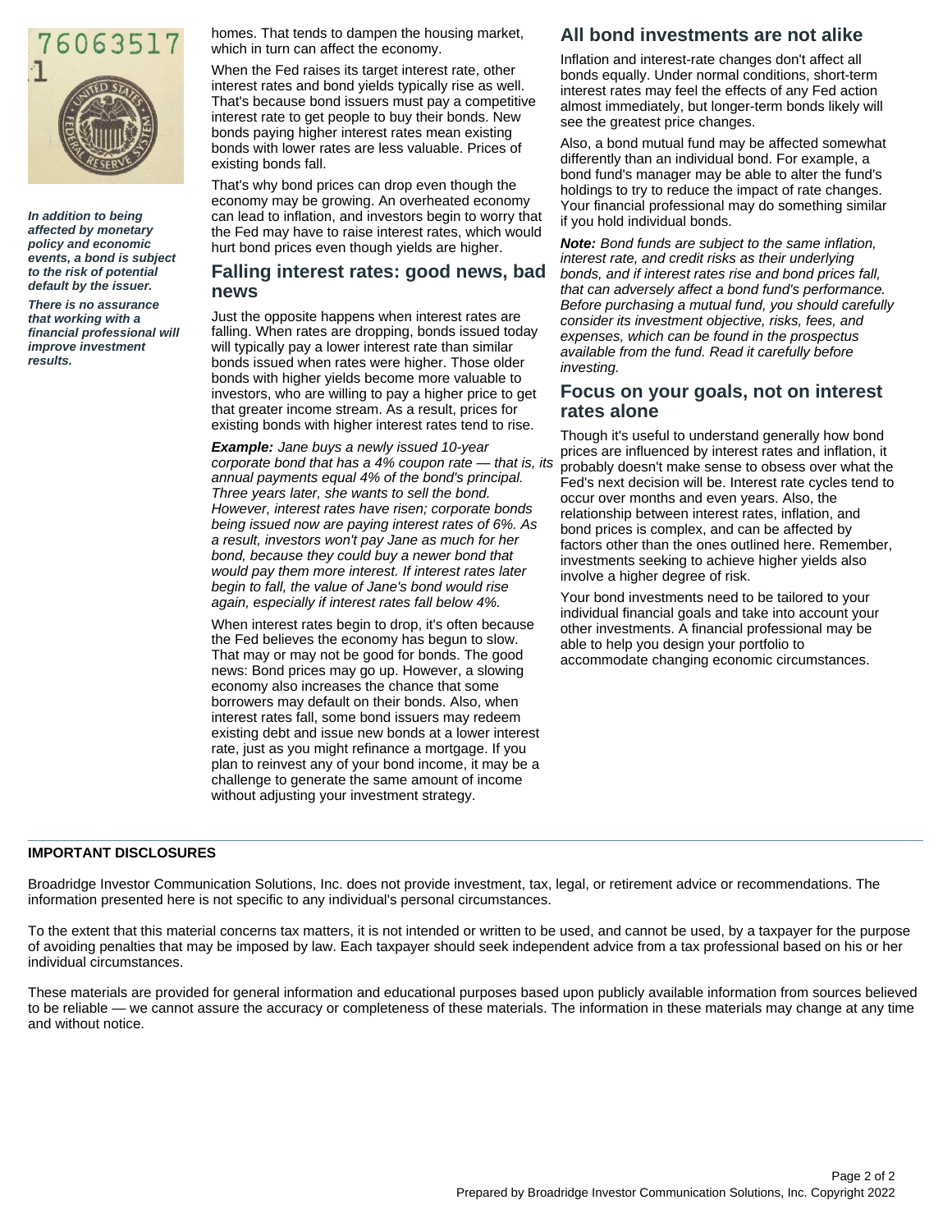*In addition to being affected by monetary policy and economic events, a bond is subject to the risk of potential default by the issuer.*

*There is no assurance that working with a financial professional will improve investment results.*

homes. That tends to dampen the housing market, which in turn can affect the economy.

When the Fed raises its target interest rate, other interest rates and bond yields typically rise as well. That's because bond issuers must pay a competitive interest rate to get people to buy their bonds. New bonds paying higher interest rates mean existing bonds with lower rates are less valuable. Prices of existing bonds fall.

That's why bond prices can drop even though the economy may be growing. An overheated economy can lead to inflation, and investors begin to worry that the Fed may have to raise interest rates, which would hurt bond prices even though yields are higher.

## Falling interest rates: good news, bad news

Just the opposite happens when interest rates are falling. When rates are dropping, bonds issued today will typically pay a lower interest rate than similar bonds issued when rates were higher. Those older bonds with higher yields become more valuable to investors, who are willing to pay a higher price to get that greater income stream. As a result, prices for existing bonds with higher interest rates tend to rise.

***Example:*** *Jane buys a newly issued 10-year corporate bond that has a 4% coupon rate — that is, its annual payments equal 4% of the bond's principal. Three years later, she wants to sell the bond. However, interest rates have risen; corporate bonds being issued now are paying interest rates of 6%. As a result, investors won't pay Jane as much for her bond, because they could buy a newer bond that would pay them more interest. If interest rates later begin to fall, the value of Jane's bond would rise again, especially if interest rates fall below 4%.*

When interest rates begin to drop, it's often because the Fed believes the economy has begun to slow. That may or may not be good for bonds. The good news: Bond prices may go up. However, a slowing economy also increases the chance that some borrowers may default on their bonds. Also, when interest rates fall, some bond issuers may redeem existing debt and issue new bonds at a lower interest rate, just as you might refinance a mortgage. If you plan to reinvest any of your bond income, it may be a challenge to generate the same amount of income without adjusting your investment strategy.

## All bond investments are not alike

Inflation and interest-rate changes don't affect all bonds equally. Under normal conditions, short-term interest rates may feel the effects of any Fed action almost immediately, but longer-term bonds likely will see the greatest price changes.

Also, a bond mutual fund may be affected somewhat differently than an individual bond. For example, a bond fund's manager may be able to alter the fund's holdings to try to reduce the impact of rate changes. Your financial professional may do something similar if you hold individual bonds.

***Note:*** *Bond funds are subject to the same inflation, interest rate, and credit risks as their underlying bonds, and if interest rates rise and bond prices fall, that can adversely affect a bond fund's performance. Before purchasing a mutual fund, you should carefully consider its investment objective, risks, fees, and expenses, which can be found in the prospectus available from the fund. Read it carefully before investing.*

## Focus on your goals, not on interest rates alone

Though it's useful to understand generally how bond prices are influenced by interest rates and inflation, it probably doesn't make sense to obsess over what the Fed's next decision will be. Interest rate cycles tend to occur over months and even years. Also, the relationship between interest rates, inflation, and bond prices is complex, and can be affected by factors other than the ones outlined here. Remember, investments seeking to achieve higher yields also involve a higher degree of risk.

Your bond investments need to be tailored to your individual financial goals and take into account your other investments. A financial professional may be able to help you design your portfolio to accommodate changing economic circumstances.

**IMPORTANT DISCLOSURES**

Broadridge Investor Communication Solutions, Inc. does not provide investment, tax, legal, or retirement advice or recommendations. The information presented here is not specific to any individual's personal circumstances.

To the extent that this material concerns tax matters, it is not intended or written to be used, and cannot be used, by a taxpayer for the purpose of avoiding penalties that may be imposed by law. Each taxpayer should seek independent advice from a tax professional based on his or her individual circumstances.

These materials are provided for general information and educational purposes based upon publicly available information from sources believed to be reliable — we cannot assure the accuracy or completeness of these materials. The information in these materials may change at any time and without notice.

Prepared by Broadridge Investor Communication Solutions, Inc. Copyright 2022